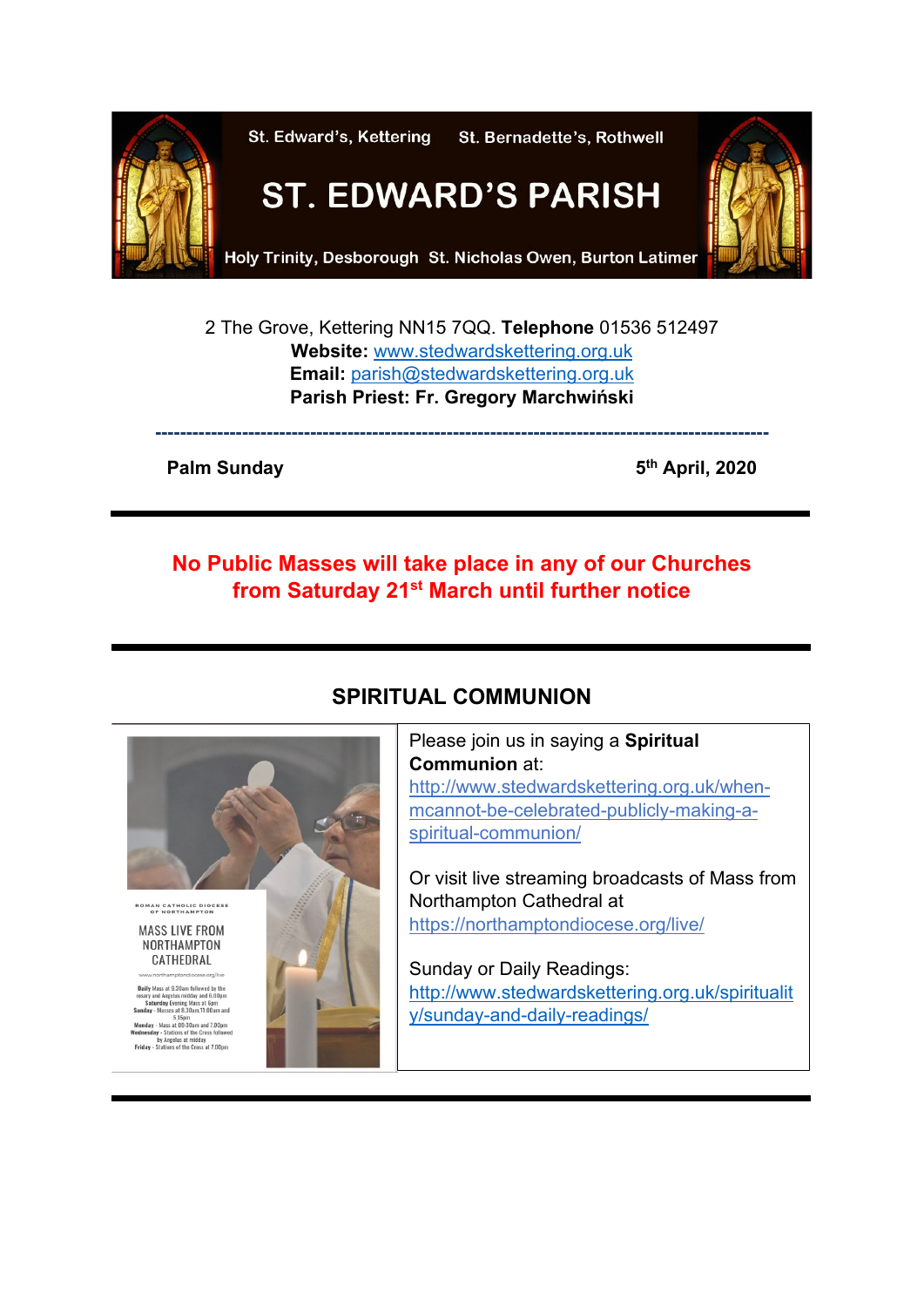St. Edward's, Kettering St. Bernadette's, Rothwell

# ST. EDWARD'S PARISH

Holy Trinity, Desborough St. Nicholas Owen, Burton Latimer

2 The Grove, Kettering NN15 7QQ. **Telephone** 01536 512497
**Website:** www.stedwardskettering.org.uk
**Email:** parish@stedwardskettering.org.uk
**Parish Priest: Fr. Gregory Marchwiński**

---

**Palm Sunday** **5th April, 2020**

---

**No Public Masses will take place in any of our Churches from Saturday 21st March until further notice**

---

## SPIRITUAL COMMUNION

ROMAN CATHOLIC DIOCESE OF NORTHAMPTON

MASS LIVE FROM NORTHAMPTON CATHEDRAL

www.northamptondiocese.org/live

**Daily** Mass at 9.30am followed by the rosary and Angelus midday and 6.00pm
**Saturday** Evening Mass at 6pm
**Sunday** - Masses at 8.30am, 11.00am and 5.15pm
**Monday** - Mass at 09:30am and 7.00pm
**Wednesday** - Stations of the Cross followed by Angelus at midday
**Friday** - Stations of the Cross at 7.00pm

Please join us in saying a **Spiritual Communion** at:
http://www.stedwardskettering.org.uk/when-mcannot-be-celebrated-publicly-making-a-spiritual-communion/

Or visit live streaming broadcasts of Mass from Northampton Cathedral at
https://northamptondiocese.org/live/

Sunday or Daily Readings:
http://www.stedwardskettering.org.uk/spirituality/sunday-and-daily-readings/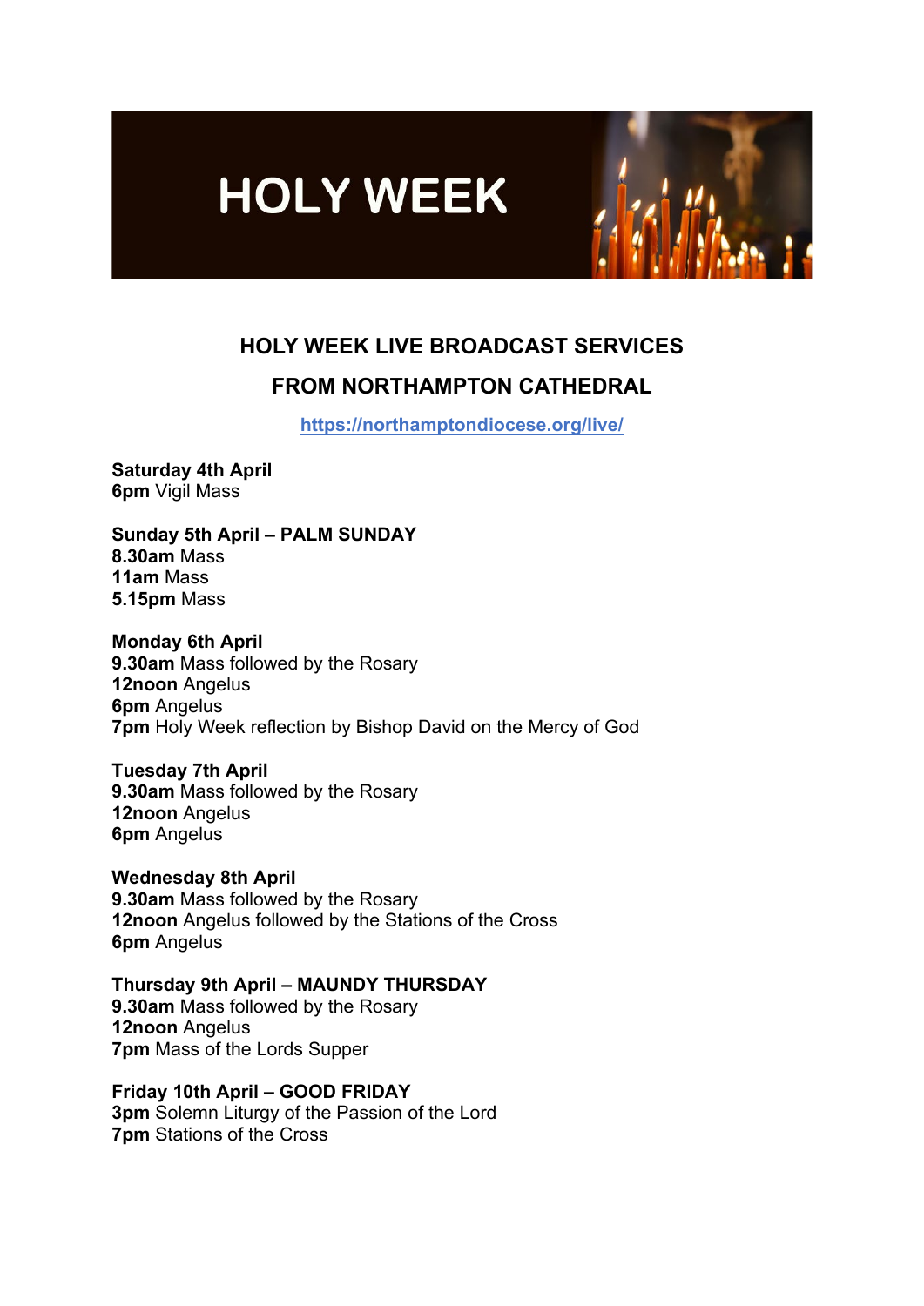# HOLY WEEK

## HOLY WEEK LIVE BROADCAST SERVICES

## FROM NORTHAMPTON CATHEDRAL

https://northamptondiocese.org/live/

**Saturday 4th April**
**6pm** Vigil Mass

**Sunday 5th April – PALM SUNDAY**
**8.30am** Mass
**11am** Mass
**5.15pm** Mass

**Monday 6th April**
**9.30am** Mass followed by the Rosary
**12noon** Angelus
**6pm** Angelus
**7pm** Holy Week reflection by Bishop David on the Mercy of God

**Tuesday 7th April**
**9.30am** Mass followed by the Rosary
**12noon** Angelus
**6pm** Angelus

**Wednesday 8th April**
**9.30am** Mass followed by the Rosary
**12noon** Angelus followed by the Stations of the Cross
**6pm** Angelus

**Thursday 9th April – MAUNDY THURSDAY**
**9.30am** Mass followed by the Rosary
**12noon** Angelus
**7pm** Mass of the Lords Supper

**Friday 10th April – GOOD FRIDAY**
**3pm** Solemn Liturgy of the Passion of the Lord
**7pm** Stations of the Cross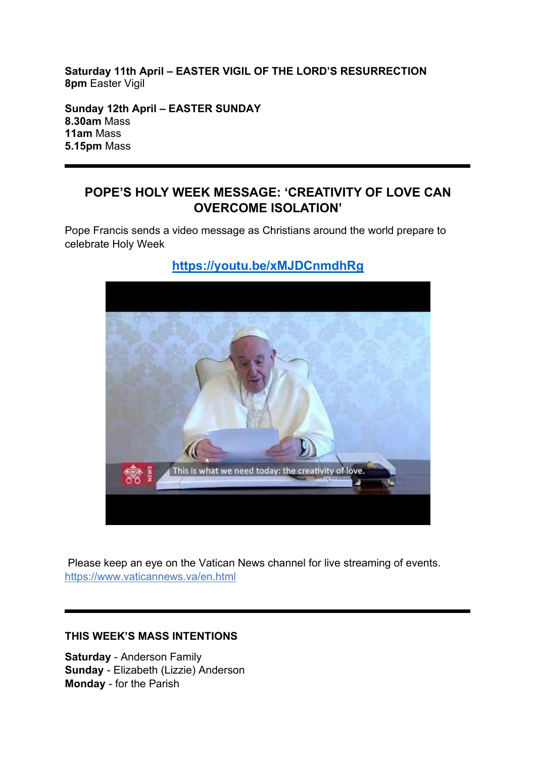**Saturday 11th April – EASTER VIGIL OF THE LORD'S RESURRECTION**
**8pm** Easter Vigil

**Sunday 12th April – EASTER SUNDAY**
**8.30am** Mass
**11am** Mass
**5.15pm** Mass

---

## POPE'S HOLY WEEK MESSAGE: 'CREATIVITY OF LOVE CAN OVERCOME ISOLATION'

Pope Francis sends a video message as Christians around the world prepare to celebrate Holy Week

**https://youtu.be/xMJDCnmdhRg**

Please keep an eye on the Vatican News channel for live streaming of events.
https://www.vaticannews.va/en.html

---

### THIS WEEK'S MASS INTENTIONS

**Saturday** - Anderson Family
**Sunday** - Elizabeth (Lizzie) Anderson
**Monday** - for the Parish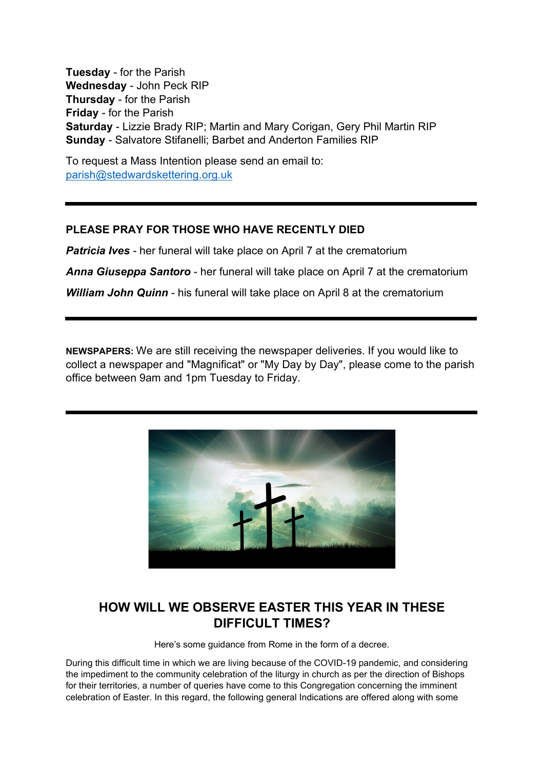**Tuesday** - for the Parish
**Wednesday** - John Peck RIP
**Thursday** - for the Parish
**Friday** - for the Parish
**Saturday** - Lizzie Brady RIP; Martin and Mary Corigan, Gery Phil Martin RIP
**Sunday** - Salvatore Stifanelli; Barbet and Anderton Families RIP

To request a Mass Intention please send an email to:
parish@stedwardskettering.org.uk

---

**PLEASE PRAY FOR THOSE WHO HAVE RECENTLY DIED**

***Patricia Ives*** - her funeral will take place on April 7 at the crematorium

***Anna Giuseppa Santoro*** - her funeral will take place on April 7 at the crematorium

***William John Quinn*** - his funeral will take place on April 8 at the crematorium

---

**NEWSPAPERS:** We are still receiving the newspaper deliveries. If you would like to collect a newspaper and "Magnificat" or "My Day by Day", please come to the parish office between 9am and 1pm Tuesday to Friday.

---

## HOW WILL WE OBSERVE EASTER THIS YEAR IN THESE DIFFICULT TIMES?

Here's some guidance from Rome in the form of a decree.

During this difficult time in which we are living because of the COVID-19 pandemic, and considering the impediment to the community celebration of the liturgy in church as per the direction of Bishops for their territories, a number of queries have come to this Congregation concerning the imminent celebration of Easter. In this regard, the following general Indications are offered along with some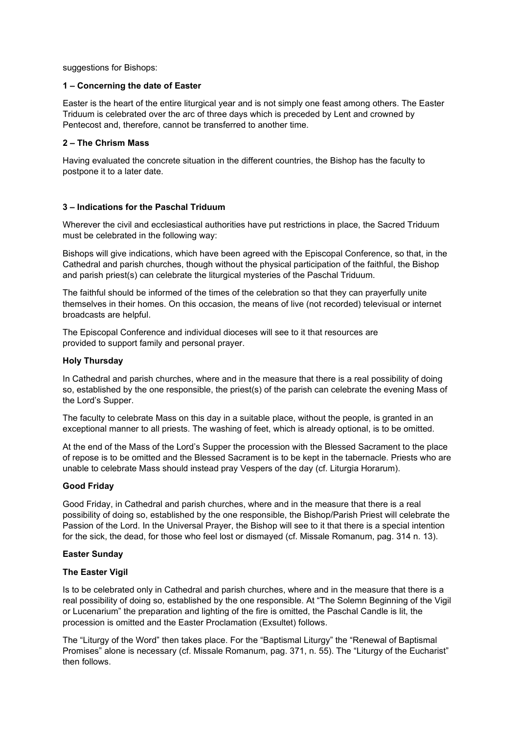suggestions for Bishops:

### 1 – Concerning the date of Easter

Easter is the heart of the entire liturgical year and is not simply one feast among others. The Easter Triduum is celebrated over the arc of three days which is preceded by Lent and crowned by Pentecost and, therefore, cannot be transferred to another time.

### 2 – The Chrism Mass

Having evaluated the concrete situation in the different countries, the Bishop has the faculty to postpone it to a later date.

### 3 – Indications for the Paschal Triduum

Wherever the civil and ecclesiastical authorities have put restrictions in place, the Sacred Triduum must be celebrated in the following way:

Bishops will give indications, which have been agreed with the Episcopal Conference, so that, in the Cathedral and parish churches, though without the physical participation of the faithful, the Bishop and parish priest(s) can celebrate the liturgical mysteries of the Paschal Triduum.

The faithful should be informed of the times of the celebration so that they can prayerfully unite themselves in their homes. On this occasion, the means of live (not recorded) televisual or internet broadcasts are helpful.

The Episcopal Conference and individual dioceses will see to it that resources are provided to support family and personal prayer.

#### Holy Thursday

In Cathedral and parish churches, where and in the measure that there is a real possibility of doing so, established by the one responsible, the priest(s) of the parish can celebrate the evening Mass of the Lord's Supper.

The faculty to celebrate Mass on this day in a suitable place, without the people, is granted in an exceptional manner to all priests. The washing of feet, which is already optional, is to be omitted.

At the end of the Mass of the Lord's Supper the procession with the Blessed Sacrament to the place of repose is to be omitted and the Blessed Sacrament is to be kept in the tabernacle. Priests who are unable to celebrate Mass should instead pray Vespers of the day (cf. Liturgia Horarum).

#### Good Friday

Good Friday, in Cathedral and parish churches, where and in the measure that there is a real possibility of doing so, established by the one responsible, the Bishop/Parish Priest will celebrate the Passion of the Lord. In the Universal Prayer, the Bishop will see to it that there is a special intention for the sick, the dead, for those who feel lost or dismayed (cf. Missale Romanum, pag. 314 n. 13).

#### Easter Sunday

#### The Easter Vigil

Is to be celebrated only in Cathedral and parish churches, where and in the measure that there is a real possibility of doing so, established by the one responsible. At "The Solemn Beginning of the Vigil or Lucenarium" the preparation and lighting of the fire is omitted, the Paschal Candle is lit, the procession is omitted and the Easter Proclamation (Exsultet) follows.

The "Liturgy of the Word" then takes place. For the "Baptismal Liturgy" the "Renewal of Baptismal Promises" alone is necessary (cf. Missale Romanum, pag. 371, n. 55). The "Liturgy of the Eucharist" then follows.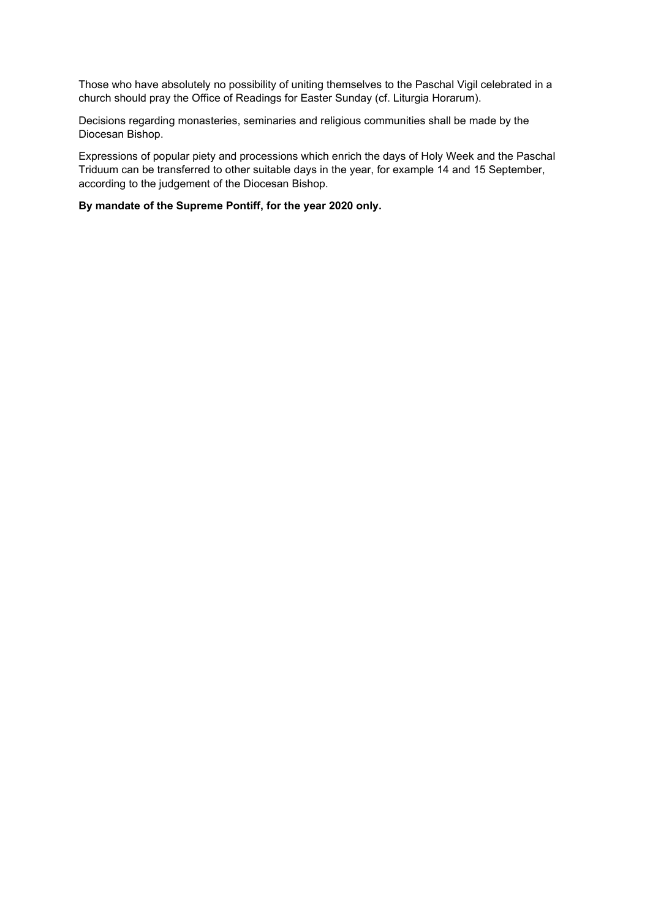Those who have absolutely no possibility of uniting themselves to the Paschal Vigil celebrated in a church should pray the Office of Readings for Easter Sunday (cf. Liturgia Horarum).

Decisions regarding monasteries, seminaries and religious communities shall be made by the Diocesan Bishop.

Expressions of popular piety and processions which enrich the days of Holy Week and the Paschal Triduum can be transferred to other suitable days in the year, for example 14 and 15 September, according to the judgement of the Diocesan Bishop.

**By mandate of the Supreme Pontiff, for the year 2020 only.**